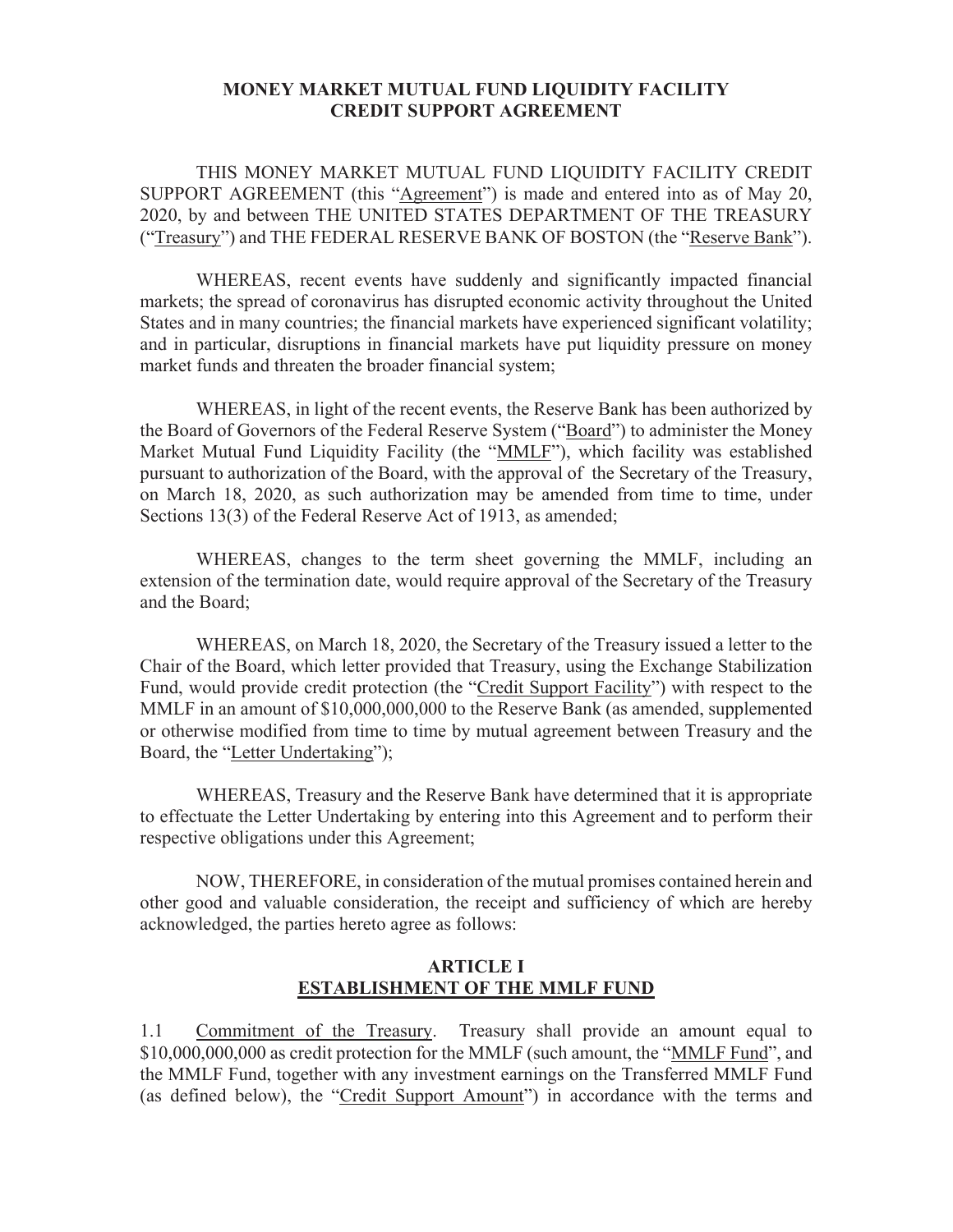# MONEY MARKET MUTUAL FUND LIQUIDITY FACILITY CREDIT SUPPORT AGREEMENT

THIS MONEY MARKET MUTUAL FUND LIQUIDITY FACILITY CREDIT SUPPORT AGREEMENT (this "Agreement") is made and entered into as of May 20, 2020, by and between THE UNITED STATES DEPARTMENT OF THE TREASURY ("Treasury") and THE FEDERAL RESERVE BANK OF BOSTON (the "Reserve Bank").

WHEREAS, recent events have suddenly and significantly impacted financial markets; the spread of coronavirus has disrupted economic activity throughout the United States and in many countries; the financial markets have experienced significant volatility; and in particular, disruptions in financial markets have put liquidity pressure on money market funds and threaten the broader financial system;

WHEREAS, in light of the recent events, the Reserve Bank has been authorized by the Board of Governors of the Federal Reserve System ("Board") to administer the Money Market Mutual Fund Liquidity Facility (the "MMLF"), which facility was established pursuant to authorization of the Board, with the approval of the Secretary of the Treasury, on March 18, 2020, as such authorization may be amended from time to time, under Sections 13(3) of the Federal Reserve Act of 1913, as amended;

WHEREAS, changes to the term sheet governing the MMLF, including an extension of the termination date, would require approval of the Secretary of the Treasury and the Board;

WHEREAS, on March 18, 2020, the Secretary of the Treasury issued a letter to the Chair of the Board, which letter provided that Treasury, using the Exchange Stabilization Fund, would provide credit protection (the "Credit Support Facility") with respect to the MMLF in an amount of $10,000,000,000 to the Reserve Bank (as amended, supplemented or otherwise modified from time to time by mutual agreement between Treasury and the Board, the "Letter Undertaking");

WHEREAS, Treasury and the Reserve Bank have determined that it is appropriate to effectuate the Letter Undertaking by entering into this Agreement and to perform their respective obligations under this Agreement;

NOW, THEREFORE, in consideration of the mutual promises contained herein and other good and valuable consideration, the receipt and sufficiency of which are hereby acknowledged, the parties hereto agree as follows:

## ARTICLE I
## ESTABLISHMENT OF THE MMLF FUND

1.1 Commitment of the Treasury. Treasury shall provide an amount equal to $10,000,000,000 as credit protection for the MMLF (such amount, the "MMLF Fund", and the MMLF Fund, together with any investment earnings on the Transferred MMLF Fund (as defined below), the "Credit Support Amount") in accordance with the terms and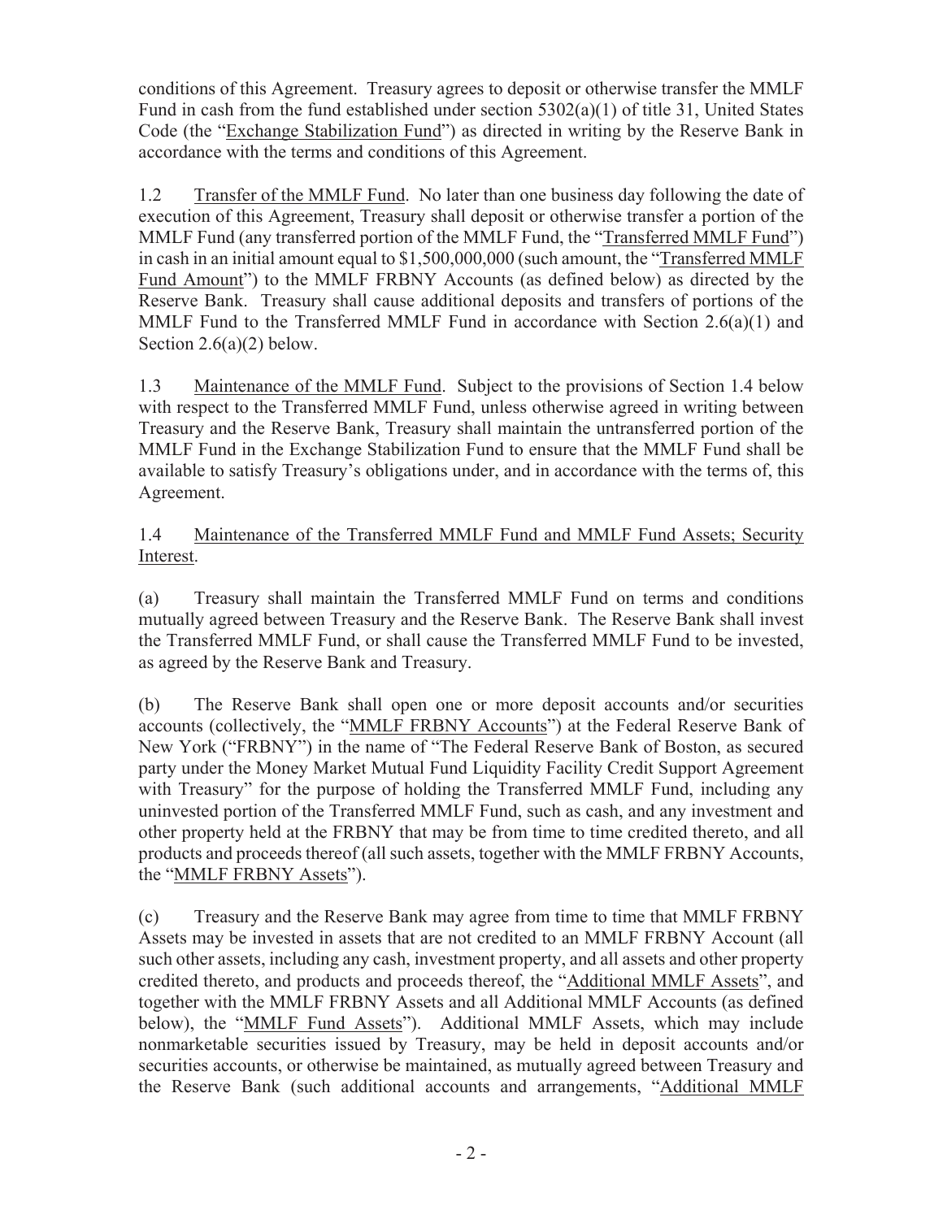conditions of this Agreement. Treasury agrees to deposit or otherwise transfer the MMLF Fund in cash from the fund established under section 5302(a)(1) of title 31, United States Code (the "Exchange Stabilization Fund") as directed in writing by the Reserve Bank in accordance with the terms and conditions of this Agreement.

1.2 Transfer of the MMLF Fund. No later than one business day following the date of execution of this Agreement, Treasury shall deposit or otherwise transfer a portion of the MMLF Fund (any transferred portion of the MMLF Fund, the "Transferred MMLF Fund") in cash in an initial amount equal to $1,500,000,000 (such amount, the "Transferred MMLF Fund Amount") to the MMLF FRBNY Accounts (as defined below) as directed by the Reserve Bank. Treasury shall cause additional deposits and transfers of portions of the MMLF Fund to the Transferred MMLF Fund in accordance with Section 2.6(a)(1) and Section 2.6(a)(2) below.

1.3 Maintenance of the MMLF Fund. Subject to the provisions of Section 1.4 below with respect to the Transferred MMLF Fund, unless otherwise agreed in writing between Treasury and the Reserve Bank, Treasury shall maintain the untransferred portion of the MMLF Fund in the Exchange Stabilization Fund to ensure that the MMLF Fund shall be available to satisfy Treasury's obligations under, and in accordance with the terms of, this Agreement.

1.4 Maintenance of the Transferred MMLF Fund and MMLF Fund Assets; Security Interest.

(a) Treasury shall maintain the Transferred MMLF Fund on terms and conditions mutually agreed between Treasury and the Reserve Bank. The Reserve Bank shall invest the Transferred MMLF Fund, or shall cause the Transferred MMLF Fund to be invested, as agreed by the Reserve Bank and Treasury.

(b) The Reserve Bank shall open one or more deposit accounts and/or securities accounts (collectively, the "MMLF FRBNY Accounts") at the Federal Reserve Bank of New York ("FRBNY") in the name of "The Federal Reserve Bank of Boston, as secured party under the Money Market Mutual Fund Liquidity Facility Credit Support Agreement with Treasury" for the purpose of holding the Transferred MMLF Fund, including any uninvested portion of the Transferred MMLF Fund, such as cash, and any investment and other property held at the FRBNY that may be from time to time credited thereto, and all products and proceeds thereof (all such assets, together with the MMLF FRBNY Accounts, the "MMLF FRBNY Assets").

(c) Treasury and the Reserve Bank may agree from time to time that MMLF FRBNY Assets may be invested in assets that are not credited to an MMLF FRBNY Account (all such other assets, including any cash, investment property, and all assets and other property credited thereto, and products and proceeds thereof, the "Additional MMLF Assets", and together with the MMLF FRBNY Assets and all Additional MMLF Accounts (as defined below), the "MMLF Fund Assets"). Additional MMLF Assets, which may include nonmarketable securities issued by Treasury, may be held in deposit accounts and/or securities accounts, or otherwise be maintained, as mutually agreed between Treasury and the Reserve Bank (such additional accounts and arrangements, "Additional MMLF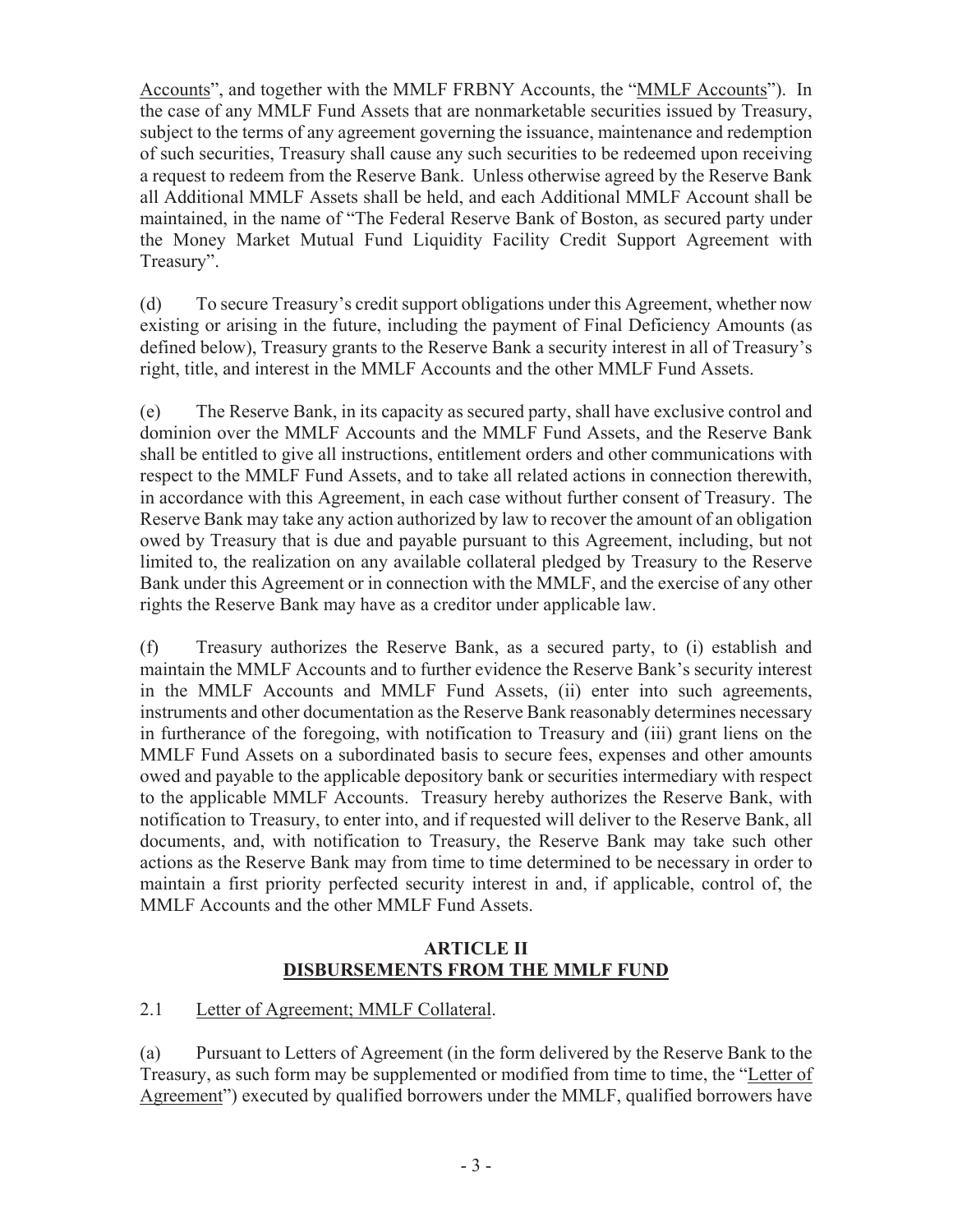Accounts", and together with the MMLF FRBNY Accounts, the "MMLF Accounts"). In the case of any MMLF Fund Assets that are nonmarketable securities issued by Treasury, subject to the terms of any agreement governing the issuance, maintenance and redemption of such securities, Treasury shall cause any such securities to be redeemed upon receiving a request to redeem from the Reserve Bank. Unless otherwise agreed by the Reserve Bank all Additional MMLF Assets shall be held, and each Additional MMLF Account shall be maintained, in the name of "The Federal Reserve Bank of Boston, as secured party under the Money Market Mutual Fund Liquidity Facility Credit Support Agreement with Treasury".

(d) To secure Treasury's credit support obligations under this Agreement, whether now existing or arising in the future, including the payment of Final Deficiency Amounts (as defined below), Treasury grants to the Reserve Bank a security interest in all of Treasury's right, title, and interest in the MMLF Accounts and the other MMLF Fund Assets.

(e) The Reserve Bank, in its capacity as secured party, shall have exclusive control and dominion over the MMLF Accounts and the MMLF Fund Assets, and the Reserve Bank shall be entitled to give all instructions, entitlement orders and other communications with respect to the MMLF Fund Assets, and to take all related actions in connection therewith, in accordance with this Agreement, in each case without further consent of Treasury. The Reserve Bank may take any action authorized by law to recover the amount of an obligation owed by Treasury that is due and payable pursuant to this Agreement, including, but not limited to, the realization on any available collateral pledged by Treasury to the Reserve Bank under this Agreement or in connection with the MMLF, and the exercise of any other rights the Reserve Bank may have as a creditor under applicable law.

(f) Treasury authorizes the Reserve Bank, as a secured party, to (i) establish and maintain the MMLF Accounts and to further evidence the Reserve Bank's security interest in the MMLF Accounts and MMLF Fund Assets, (ii) enter into such agreements, instruments and other documentation as the Reserve Bank reasonably determines necessary in furtherance of the foregoing, with notification to Treasury and (iii) grant liens on the MMLF Fund Assets on a subordinated basis to secure fees, expenses and other amounts owed and payable to the applicable depository bank or securities intermediary with respect to the applicable MMLF Accounts. Treasury hereby authorizes the Reserve Bank, with notification to Treasury, to enter into, and if requested will deliver to the Reserve Bank, all documents, and, with notification to Treasury, the Reserve Bank may take such other actions as the Reserve Bank may from time to time determined to be necessary in order to maintain a first priority perfected security interest in and, if applicable, control of, the MMLF Accounts and the other MMLF Fund Assets.

## ARTICLE II
## DISBURSEMENTS FROM THE MMLF FUND

2.1 Letter of Agreement; MMLF Collateral.

(a) Pursuant to Letters of Agreement (in the form delivered by the Reserve Bank to the Treasury, as such form may be supplemented or modified from time to time, the "Letter of Agreement") executed by qualified borrowers under the MMLF, qualified borrowers have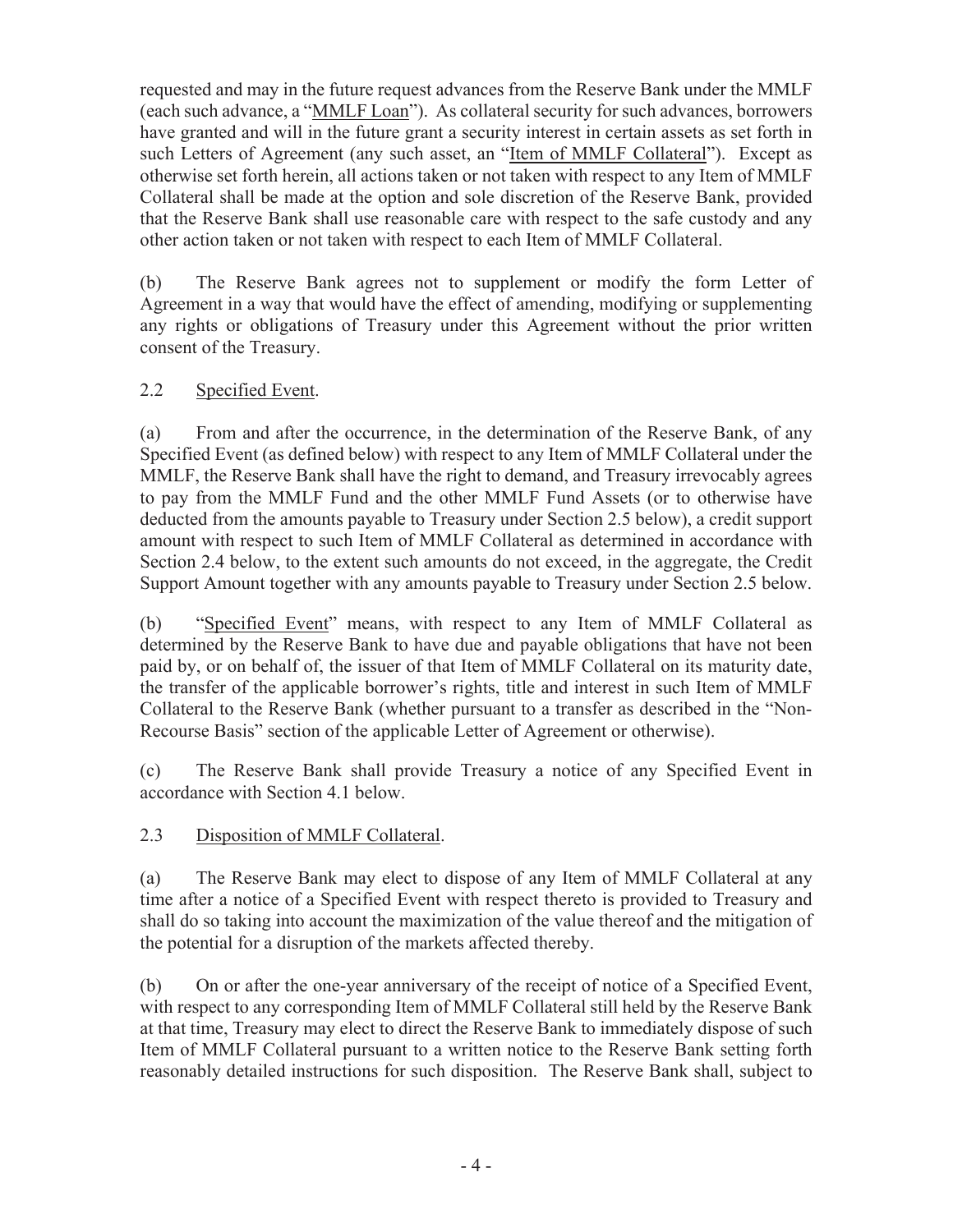requested and may in the future request advances from the Reserve Bank under the MMLF (each such advance, a "MMLF Loan"). As collateral security for such advances, borrowers have granted and will in the future grant a security interest in certain assets as set forth in such Letters of Agreement (any such asset, an "Item of MMLF Collateral"). Except as otherwise set forth herein, all actions taken or not taken with respect to any Item of MMLF Collateral shall be made at the option and sole discretion of the Reserve Bank, provided that the Reserve Bank shall use reasonable care with respect to the safe custody and any other action taken or not taken with respect to each Item of MMLF Collateral.

(b) The Reserve Bank agrees not to supplement or modify the form Letter of Agreement in a way that would have the effect of amending, modifying or supplementing any rights or obligations of Treasury under this Agreement without the prior written consent of the Treasury.

2.2 Specified Event.

(a) From and after the occurrence, in the determination of the Reserve Bank, of any Specified Event (as defined below) with respect to any Item of MMLF Collateral under the MMLF, the Reserve Bank shall have the right to demand, and Treasury irrevocably agrees to pay from the MMLF Fund and the other MMLF Fund Assets (or to otherwise have deducted from the amounts payable to Treasury under Section 2.5 below), a credit support amount with respect to such Item of MMLF Collateral as determined in accordance with Section 2.4 below, to the extent such amounts do not exceed, in the aggregate, the Credit Support Amount together with any amounts payable to Treasury under Section 2.5 below.

(b) "Specified Event" means, with respect to any Item of MMLF Collateral as determined by the Reserve Bank to have due and payable obligations that have not been paid by, or on behalf of, the issuer of that Item of MMLF Collateral on its maturity date, the transfer of the applicable borrower's rights, title and interest in such Item of MMLF Collateral to the Reserve Bank (whether pursuant to a transfer as described in the "Non-Recourse Basis" section of the applicable Letter of Agreement or otherwise).

(c) The Reserve Bank shall provide Treasury a notice of any Specified Event in accordance with Section 4.1 below.

2.3 Disposition of MMLF Collateral.

(a) The Reserve Bank may elect to dispose of any Item of MMLF Collateral at any time after a notice of a Specified Event with respect thereto is provided to Treasury and shall do so taking into account the maximization of the value thereof and the mitigation of the potential for a disruption of the markets affected thereby.

(b) On or after the one-year anniversary of the receipt of notice of a Specified Event, with respect to any corresponding Item of MMLF Collateral still held by the Reserve Bank at that time, Treasury may elect to direct the Reserve Bank to immediately dispose of such Item of MMLF Collateral pursuant to a written notice to the Reserve Bank setting forth reasonably detailed instructions for such disposition. The Reserve Bank shall, subject to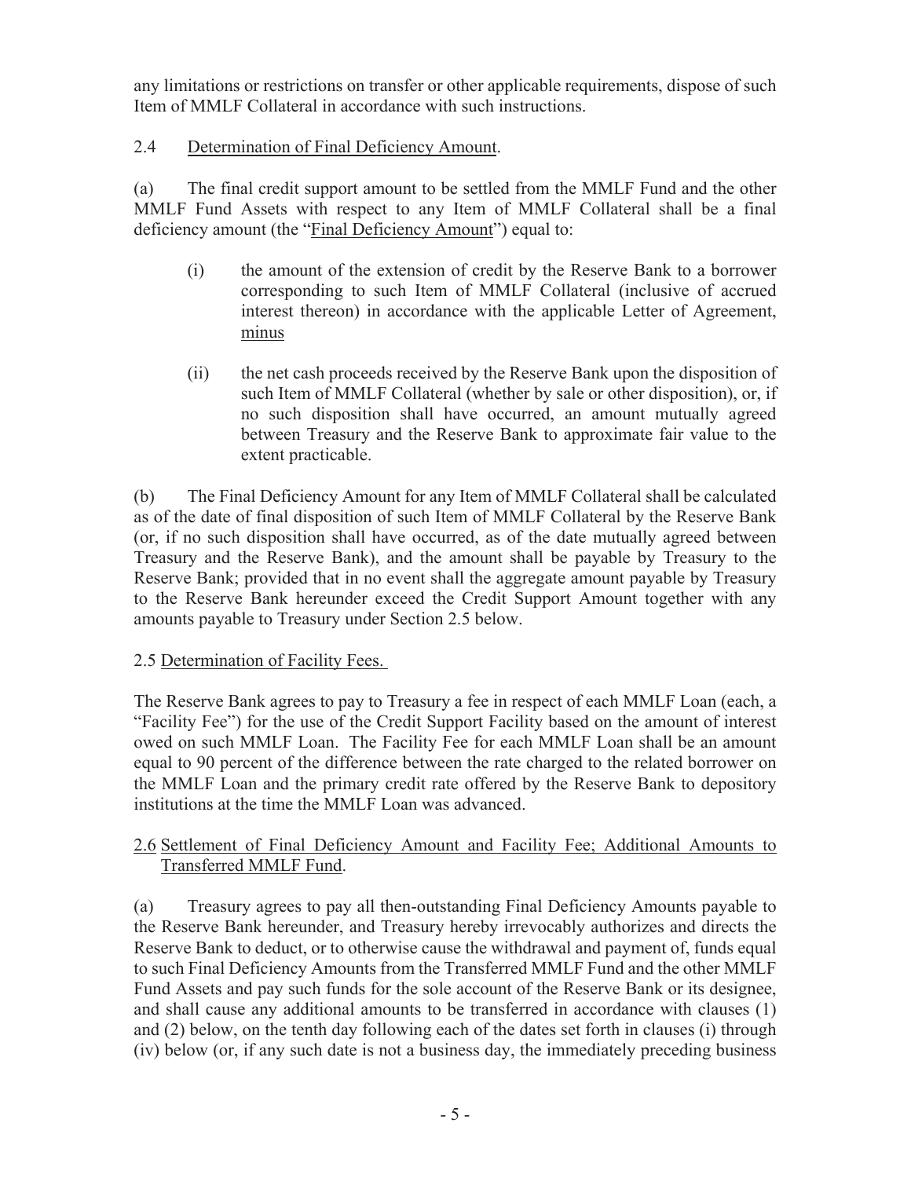any limitations or restrictions on transfer or other applicable requirements, dispose of such Item of MMLF Collateral in accordance with such instructions.

2.4 Determination of Final Deficiency Amount.

(a) The final credit support amount to be settled from the MMLF Fund and the other MMLF Fund Assets with respect to any Item of MMLF Collateral shall be a final deficiency amount (the "Final Deficiency Amount") equal to:

> (i) the amount of the extension of credit by the Reserve Bank to a borrower corresponding to such Item of MMLF Collateral (inclusive of accrued interest thereon) in accordance with the applicable Letter of Agreement, minus
>
> (ii) the net cash proceeds received by the Reserve Bank upon the disposition of such Item of MMLF Collateral (whether by sale or other disposition), or, if no such disposition shall have occurred, an amount mutually agreed between Treasury and the Reserve Bank to approximate fair value to the extent practicable.

(b) The Final Deficiency Amount for any Item of MMLF Collateral shall be calculated as of the date of final disposition of such Item of MMLF Collateral by the Reserve Bank (or, if no such disposition shall have occurred, as of the date mutually agreed between Treasury and the Reserve Bank), and the amount shall be payable by Treasury to the Reserve Bank; provided that in no event shall the aggregate amount payable by Treasury to the Reserve Bank hereunder exceed the Credit Support Amount together with any amounts payable to Treasury under Section 2.5 below.

2.5 Determination of Facility Fees.

The Reserve Bank agrees to pay to Treasury a fee in respect of each MMLF Loan (each, a "Facility Fee") for the use of the Credit Support Facility based on the amount of interest owed on such MMLF Loan. The Facility Fee for each MMLF Loan shall be an amount equal to 90 percent of the difference between the rate charged to the related borrower on the MMLF Loan and the primary credit rate offered by the Reserve Bank to depository institutions at the time the MMLF Loan was advanced.

2.6 Settlement of Final Deficiency Amount and Facility Fee; Additional Amounts to Transferred MMLF Fund.

(a) Treasury agrees to pay all then-outstanding Final Deficiency Amounts payable to the Reserve Bank hereunder, and Treasury hereby irrevocably authorizes and directs the Reserve Bank to deduct, or to otherwise cause the withdrawal and payment of, funds equal to such Final Deficiency Amounts from the Transferred MMLF Fund and the other MMLF Fund Assets and pay such funds for the sole account of the Reserve Bank or its designee, and shall cause any additional amounts to be transferred in accordance with clauses (1) and (2) below, on the tenth day following each of the dates set forth in clauses (i) through (iv) below (or, if any such date is not a business day, the immediately preceding business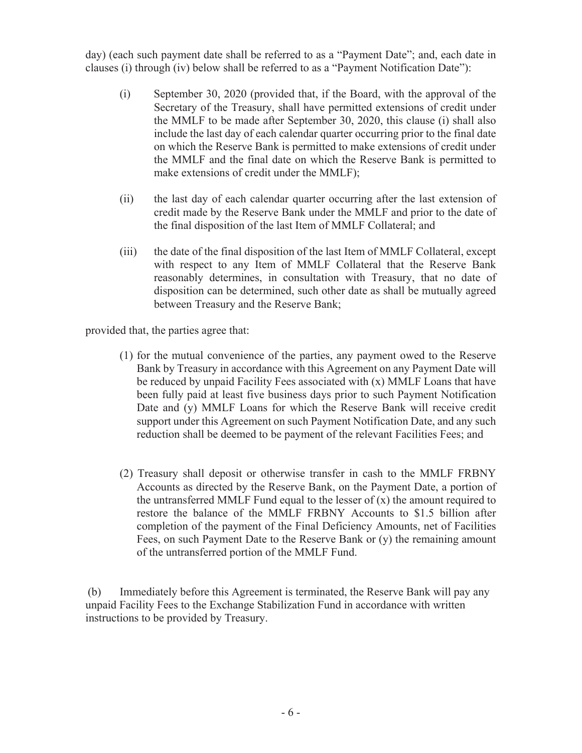day) (each such payment date shall be referred to as a "Payment Date"; and, each date in clauses (i) through (iv) below shall be referred to as a "Payment Notification Date"):

(i) September 30, 2020 (provided that, if the Board, with the approval of the Secretary of the Treasury, shall have permitted extensions of credit under the MMLF to be made after September 30, 2020, this clause (i) shall also include the last day of each calendar quarter occurring prior to the final date on which the Reserve Bank is permitted to make extensions of credit under the MMLF and the final date on which the Reserve Bank is permitted to make extensions of credit under the MMLF);

(ii) the last day of each calendar quarter occurring after the last extension of credit made by the Reserve Bank under the MMLF and prior to the date of the final disposition of the last Item of MMLF Collateral; and

(iii) the date of the final disposition of the last Item of MMLF Collateral, except with respect to any Item of MMLF Collateral that the Reserve Bank reasonably determines, in consultation with Treasury, that no date of disposition can be determined, such other date as shall be mutually agreed between Treasury and the Reserve Bank;

provided that, the parties agree that:

(1) for the mutual convenience of the parties, any payment owed to the Reserve Bank by Treasury in accordance with this Agreement on any Payment Date will be reduced by unpaid Facility Fees associated with (x) MMLF Loans that have been fully paid at least five business days prior to such Payment Notification Date and (y) MMLF Loans for which the Reserve Bank will receive credit support under this Agreement on such Payment Notification Date, and any such reduction shall be deemed to be payment of the relevant Facilities Fees; and

(2) Treasury shall deposit or otherwise transfer in cash to the MMLF FRBNY Accounts as directed by the Reserve Bank, on the Payment Date, a portion of the untransferred MMLF Fund equal to the lesser of (x) the amount required to restore the balance of the MMLF FRBNY Accounts to $1.5 billion after completion of the payment of the Final Deficiency Amounts, net of Facilities Fees, on such Payment Date to the Reserve Bank or (y) the remaining amount of the untransferred portion of the MMLF Fund.

(b) Immediately before this Agreement is terminated, the Reserve Bank will pay any unpaid Facility Fees to the Exchange Stabilization Fund in accordance with written instructions to be provided by Treasury.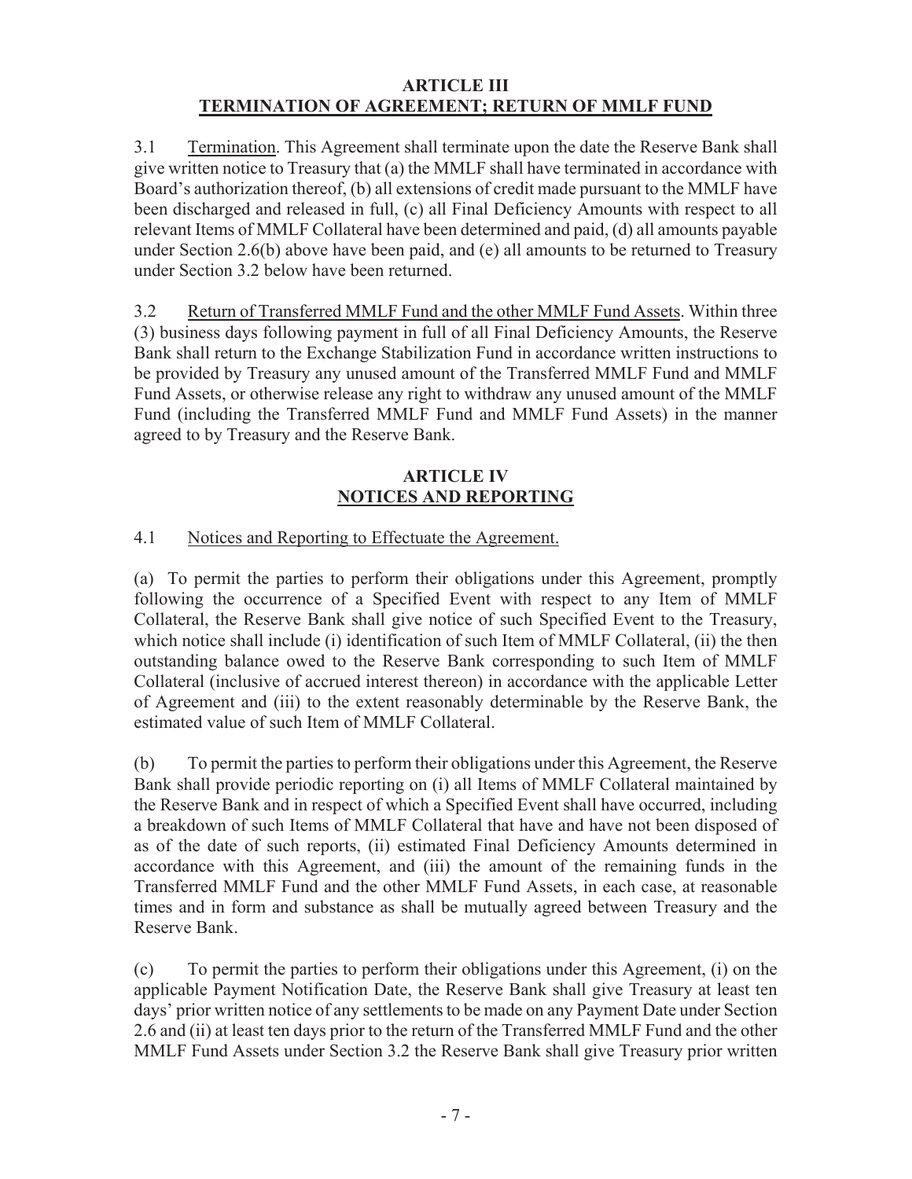## ARTICLE III
## TERMINATION OF AGREEMENT; RETURN OF MMLF FUND

3.1 Termination. This Agreement shall terminate upon the date the Reserve Bank shall give written notice to Treasury that (a) the MMLF shall have terminated in accordance with Board's authorization thereof, (b) all extensions of credit made pursuant to the MMLF have been discharged and released in full, (c) all Final Deficiency Amounts with respect to all relevant Items of MMLF Collateral have been determined and paid, (d) all amounts payable under Section 2.6(b) above have been paid, and (e) all amounts to be returned to Treasury under Section 3.2 below have been returned.

3.2 Return of Transferred MMLF Fund and the other MMLF Fund Assets. Within three (3) business days following payment in full of all Final Deficiency Amounts, the Reserve Bank shall return to the Exchange Stabilization Fund in accordance written instructions to be provided by Treasury any unused amount of the Transferred MMLF Fund and MMLF Fund Assets, or otherwise release any right to withdraw any unused amount of the MMLF Fund (including the Transferred MMLF Fund and MMLF Fund Assets) in the manner agreed to by Treasury and the Reserve Bank.

## ARTICLE IV
## NOTICES AND REPORTING

4.1 Notices and Reporting to Effectuate the Agreement.

(a) To permit the parties to perform their obligations under this Agreement, promptly following the occurrence of a Specified Event with respect to any Item of MMLF Collateral, the Reserve Bank shall give notice of such Specified Event to the Treasury, which notice shall include (i) identification of such Item of MMLF Collateral, (ii) the then outstanding balance owed to the Reserve Bank corresponding to such Item of MMLF Collateral (inclusive of accrued interest thereon) in accordance with the applicable Letter of Agreement and (iii) to the extent reasonably determinable by the Reserve Bank, the estimated value of such Item of MMLF Collateral.

(b) To permit the parties to perform their obligations under this Agreement, the Reserve Bank shall provide periodic reporting on (i) all Items of MMLF Collateral maintained by the Reserve Bank and in respect of which a Specified Event shall have occurred, including a breakdown of such Items of MMLF Collateral that have and have not been disposed of as of the date of such reports, (ii) estimated Final Deficiency Amounts determined in accordance with this Agreement, and (iii) the amount of the remaining funds in the Transferred MMLF Fund and the other MMLF Fund Assets, in each case, at reasonable times and in form and substance as shall be mutually agreed between Treasury and the Reserve Bank.

(c) To permit the parties to perform their obligations under this Agreement, (i) on the applicable Payment Notification Date, the Reserve Bank shall give Treasury at least ten days' prior written notice of any settlements to be made on any Payment Date under Section 2.6 and (ii) at least ten days prior to the return of the Transferred MMLF Fund and the other MMLF Fund Assets under Section 3.2 the Reserve Bank shall give Treasury prior written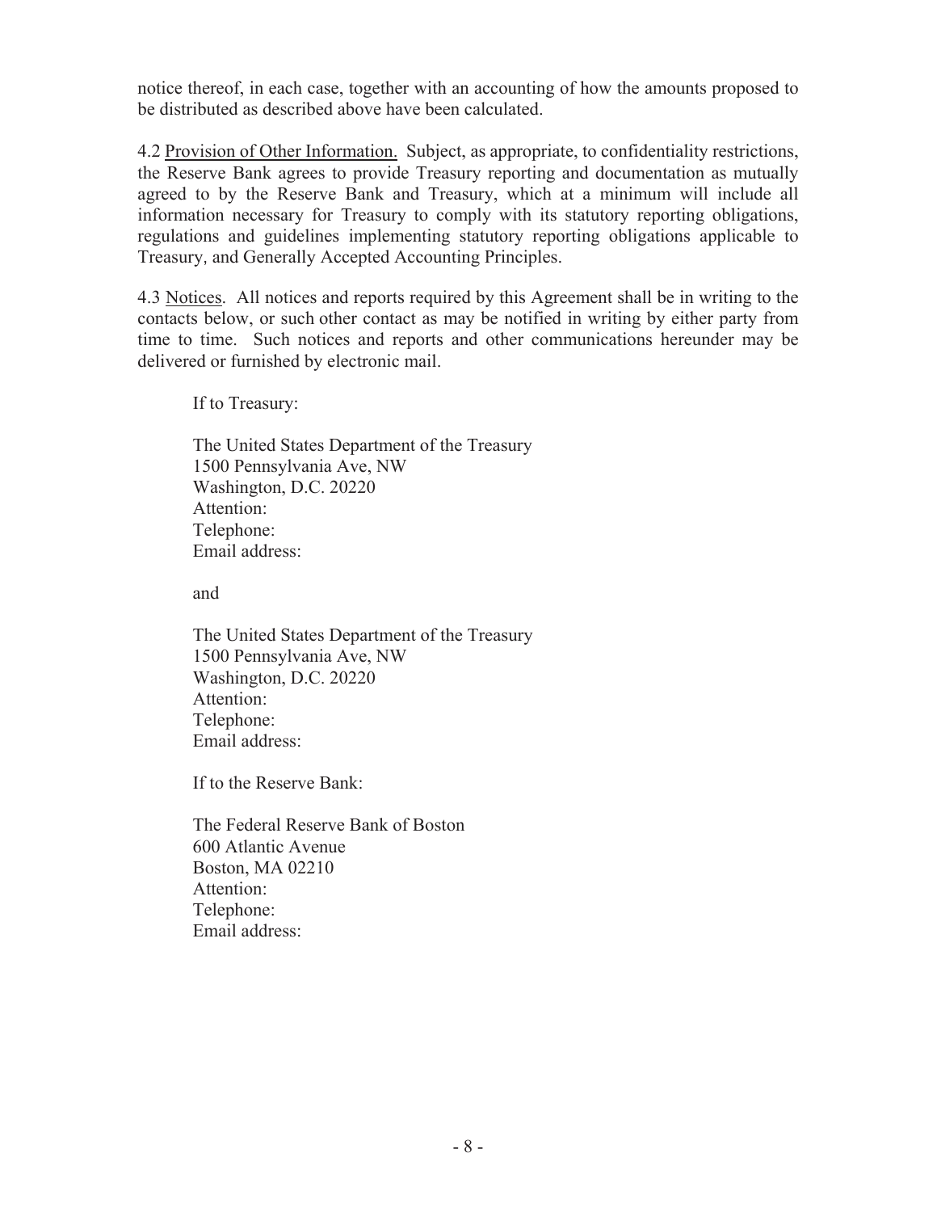notice thereof, in each case, together with an accounting of how the amounts proposed to be distributed as described above have been calculated.

4.2 Provision of Other Information. Subject, as appropriate, to confidentiality restrictions, the Reserve Bank agrees to provide Treasury reporting and documentation as mutually agreed to by the Reserve Bank and Treasury, which at a minimum will include all information necessary for Treasury to comply with its statutory reporting obligations, regulations and guidelines implementing statutory reporting obligations applicable to Treasury, and Generally Accepted Accounting Principles.

4.3 Notices. All notices and reports required by this Agreement shall be in writing to the contacts below, or such other contact as may be notified in writing by either party from time to time. Such notices and reports and other communications hereunder may be delivered or furnished by electronic mail.

If to Treasury:

The United States Department of the Treasury
1500 Pennsylvania Ave, NW
Washington, D.C. 20220
Attention:
Telephone:
Email address:

and

The United States Department of the Treasury
1500 Pennsylvania Ave, NW
Washington, D.C. 20220
Attention:
Telephone:
Email address:

If to the Reserve Bank:

The Federal Reserve Bank of Boston
600 Atlantic Avenue
Boston, MA 02210
Attention:
Telephone:
Email address: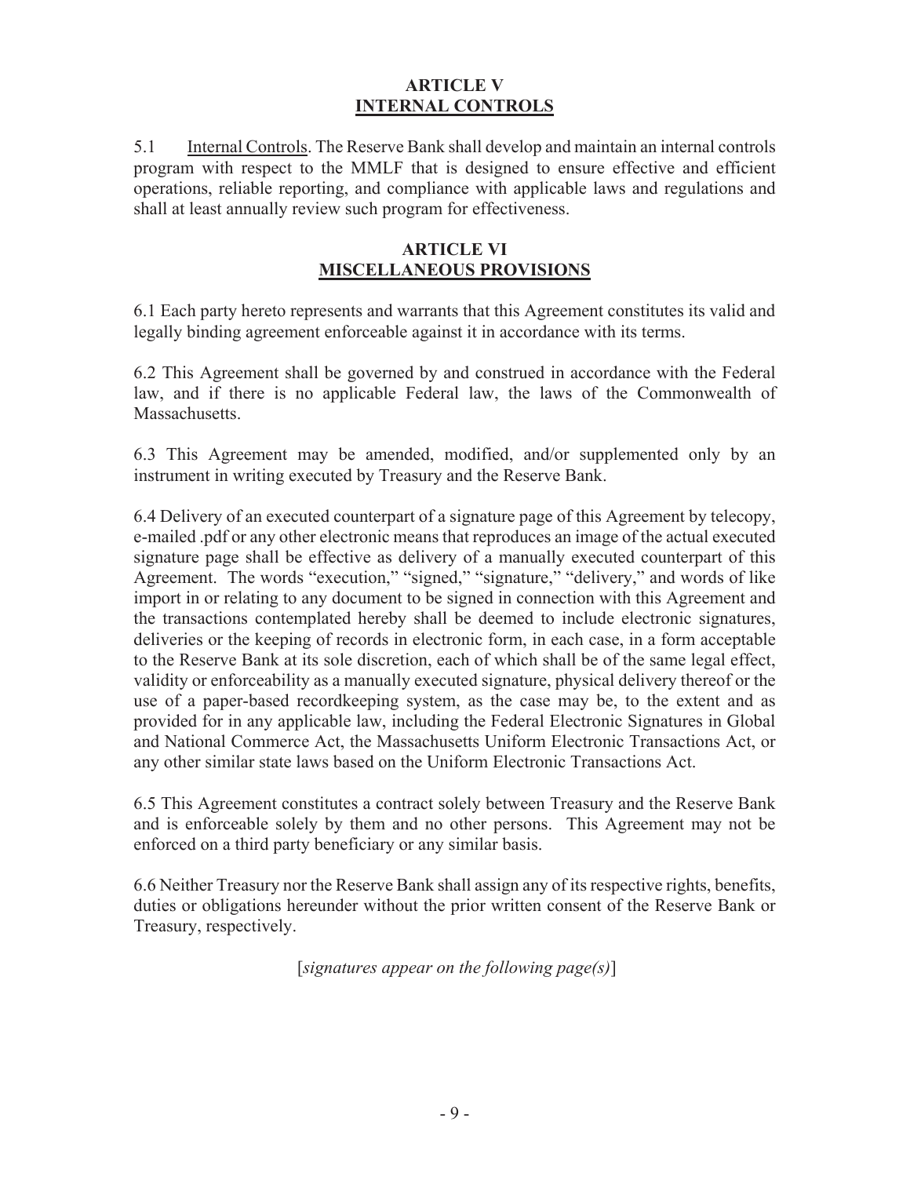## ARTICLE V
## INTERNAL CONTROLS

5.1 Internal Controls. The Reserve Bank shall develop and maintain an internal controls program with respect to the MMLF that is designed to ensure effective and efficient operations, reliable reporting, and compliance with applicable laws and regulations and shall at least annually review such program for effectiveness.

## ARTICLE VI
## MISCELLANEOUS PROVISIONS

6.1 Each party hereto represents and warrants that this Agreement constitutes its valid and legally binding agreement enforceable against it in accordance with its terms.

6.2 This Agreement shall be governed by and construed in accordance with the Federal law, and if there is no applicable Federal law, the laws of the Commonwealth of Massachusetts.

6.3 This Agreement may be amended, modified, and/or supplemented only by an instrument in writing executed by Treasury and the Reserve Bank.

6.4 Delivery of an executed counterpart of a signature page of this Agreement by telecopy, e-mailed .pdf or any other electronic means that reproduces an image of the actual executed signature page shall be effective as delivery of a manually executed counterpart of this Agreement. The words "execution," "signed," "signature," "delivery," and words of like import in or relating to any document to be signed in connection with this Agreement and the transactions contemplated hereby shall be deemed to include electronic signatures, deliveries or the keeping of records in electronic form, in each case, in a form acceptable to the Reserve Bank at its sole discretion, each of which shall be of the same legal effect, validity or enforceability as a manually executed signature, physical delivery thereof or the use of a paper-based recordkeeping system, as the case may be, to the extent and as provided for in any applicable law, including the Federal Electronic Signatures in Global and National Commerce Act, the Massachusetts Uniform Electronic Transactions Act, or any other similar state laws based on the Uniform Electronic Transactions Act.

6.5 This Agreement constitutes a contract solely between Treasury and the Reserve Bank and is enforceable solely by them and no other persons. This Agreement may not be enforced on a third party beneficiary or any similar basis.

6.6 Neither Treasury nor the Reserve Bank shall assign any of its respective rights, benefits, duties or obligations hereunder without the prior written consent of the Reserve Bank or Treasury, respectively.

[*signatures appear on the following page(s)*]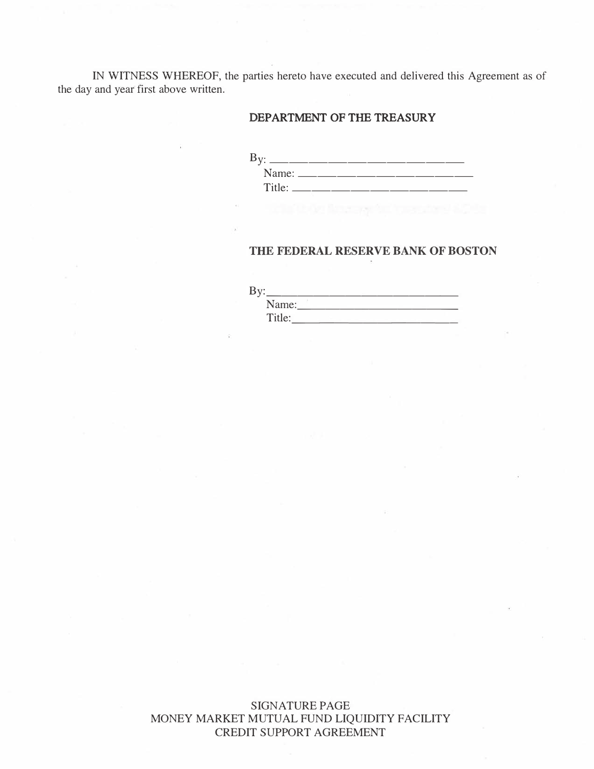IN WITNESS WHEREOF, the parties hereto have executed and delivered this Agreement as of the day and year first above written.

**DEPARTMENT OF THE TREASURY**

By: ______________________________
Name: ____________________________
Title: _____________________________

**THE FEDERAL RESERVE BANK OF BOSTON**

By: ______________________________
Name: ____________________________
Title: _____________________________

SIGNATURE PAGE
MONEY MARKET MUTUAL FUND LIQUIDITY FACILITY
CREDIT SUPPORT AGREEMENT